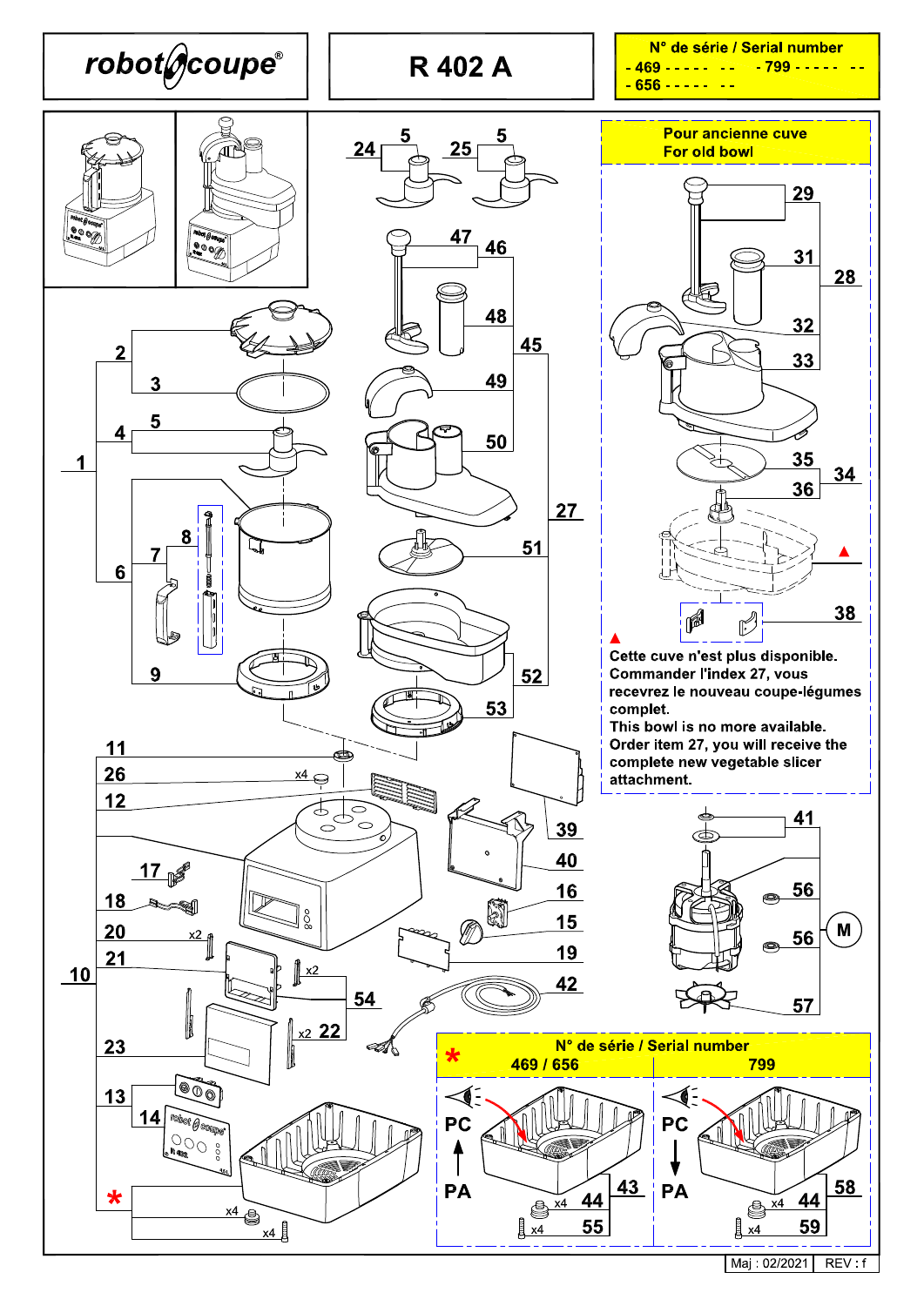**robot coupe®**

# R 402 A

**N° de série / Serial number**
- 469 - - - - - - - - 799 - - - - - - -
- 656 - - - - - - -

**Pour ancienne cuve**
**For old bowl**

**Cette cuve n'est plus disponible. Commander l'index 27, vous recevrez le nouveau coupe-légumes complet.**
**This bowl is no more available. Order item 27, you will receive the complete new vegetable slicer attachment.**

**N° de série / Serial number**

| 469 / 656 | 799 |
|---|---|
| PC ↑ PA | PC ↓ PA |
| 43, 44 (x4), 55 (x4) | 58, 44 (x4), 59 (x4) |

1, 2, 3, 4, 5, 6, 7, 8, 9, 10, 11, 12, 13, 14, 15, 16, 17, 18, 19, 20 (x2), 21, 22 (x2), 23, 24, 25, 26 (x4), 27, 28, 29, 31, 32, 33, 34, 35, 36, 38, 39, 40, 41, 42, 45, 46, 47, 48, 49, 50, 51, 52, 53, 54, 56, 57, M

Maj : 02/2021 | REV : f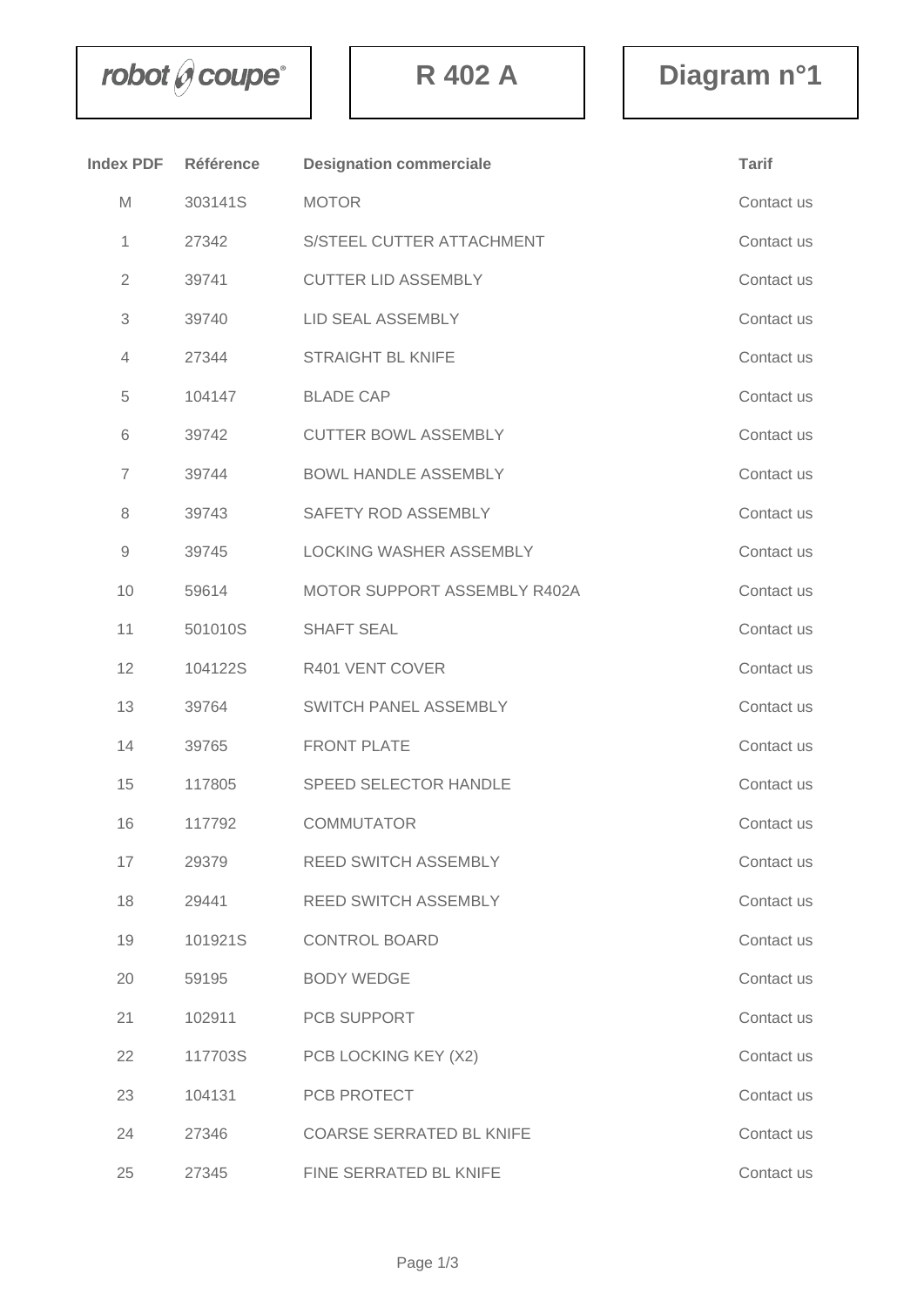| robot coupe® | R 402 A | Diagram n°1 |
|---|---|---|

| Index PDF | Référence | Designation commerciale | Tarif |
|---|---|---|---|
| M | 303141S | MOTOR | Contact us |
| 1 | 27342 | S/STEEL CUTTER ATTACHMENT | Contact us |
| 2 | 39741 | CUTTER LID ASSEMBLY | Contact us |
| 3 | 39740 | LID SEAL ASSEMBLY | Contact us |
| 4 | 27344 | STRAIGHT BL KNIFE | Contact us |
| 5 | 104147 | BLADE CAP | Contact us |
| 6 | 39742 | CUTTER BOWL ASSEMBLY | Contact us |
| 7 | 39744 | BOWL HANDLE ASSEMBLY | Contact us |
| 8 | 39743 | SAFETY ROD ASSEMBLY | Contact us |
| 9 | 39745 | LOCKING WASHER ASSEMBLY | Contact us |
| 10 | 59614 | MOTOR SUPPORT ASSEMBLY R402A | Contact us |
| 11 | 501010S | SHAFT SEAL | Contact us |
| 12 | 104122S | R401 VENT COVER | Contact us |
| 13 | 39764 | SWITCH PANEL ASSEMBLY | Contact us |
| 14 | 39765 | FRONT PLATE | Contact us |
| 15 | 117805 | SPEED SELECTOR HANDLE | Contact us |
| 16 | 117792 | COMMUTATOR | Contact us |
| 17 | 29379 | REED SWITCH ASSEMBLY | Contact us |
| 18 | 29441 | REED SWITCH ASSEMBLY | Contact us |
| 19 | 101921S | CONTROL BOARD | Contact us |
| 20 | 59195 | BODY WEDGE | Contact us |
| 21 | 102911 | PCB SUPPORT | Contact us |
| 22 | 117703S | PCB LOCKING KEY (X2) | Contact us |
| 23 | 104131 | PCB PROTECT | Contact us |
| 24 | 27346 | COARSE SERRATED BL KNIFE | Contact us |
| 25 | 27345 | FINE SERRATED BL KNIFE | Contact us |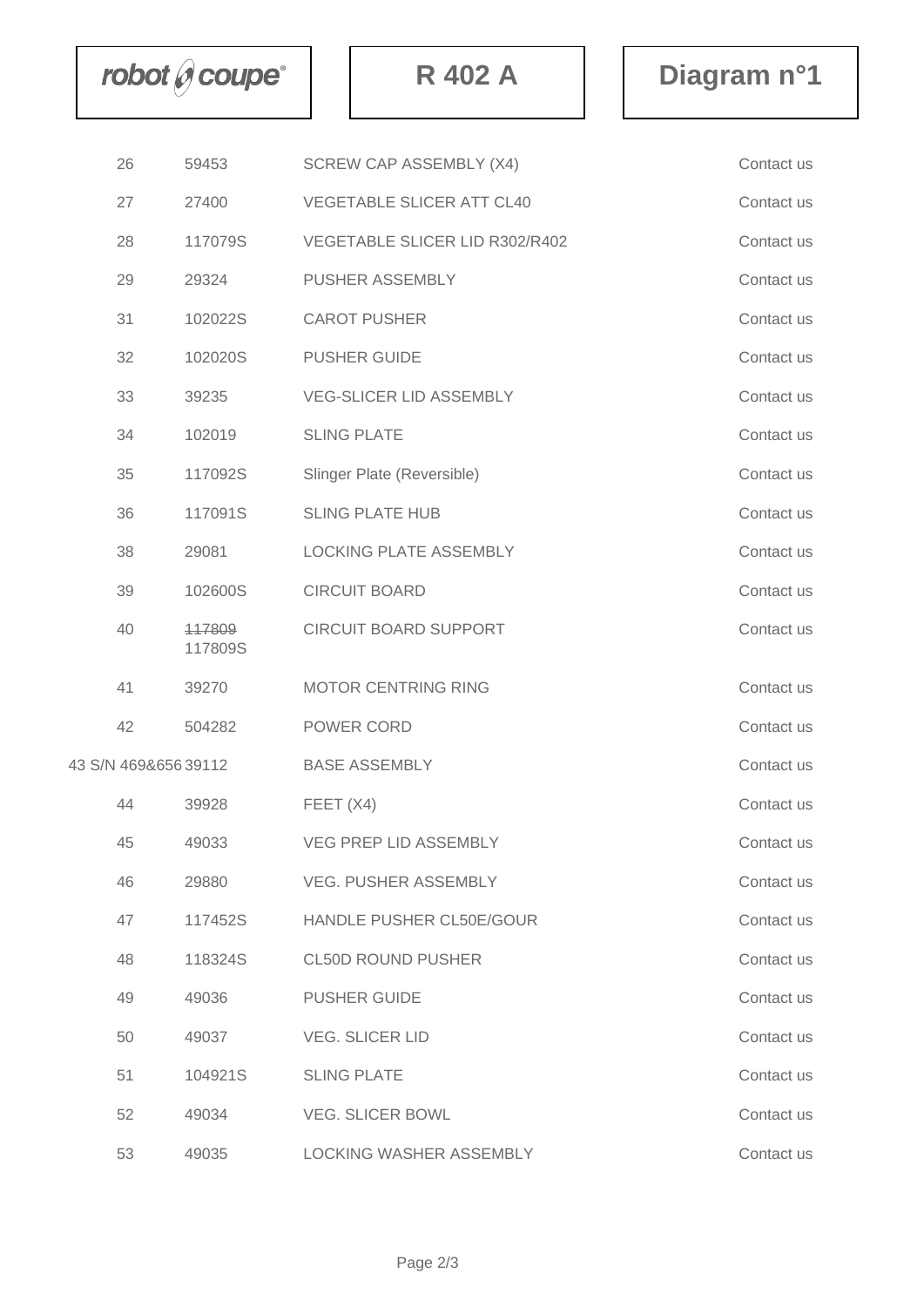| | | | |
|---|---|---|---|
| 26 | 59453 | SCREW CAP ASSEMBLY (X4) | Contact us |
| 27 | 27400 | VEGETABLE SLICER ATT CL40 | Contact us |
| 28 | 117079S | VEGETABLE SLICER LID R302/R402 | Contact us |
| 29 | 29324 | PUSHER ASSEMBLY | Contact us |
| 31 | 102022S | CAROT PUSHER | Contact us |
| 32 | 102020S | PUSHER GUIDE | Contact us |
| 33 | 39235 | VEG-SLICER LID ASSEMBLY | Contact us |
| 34 | 102019 | SLING PLATE | Contact us |
| 35 | 117092S | Slinger Plate (Reversible) | Contact us |
| 36 | 117091S | SLING PLATE HUB | Contact us |
| 38 | 29081 | LOCKING PLATE ASSEMBLY | Contact us |
| 39 | 102600S | CIRCUIT BOARD | Contact us |
| 40 | ~~117809~~ 117809S | CIRCUIT BOARD SUPPORT | Contact us |
| 41 | 39270 | MOTOR CENTRING RING | Contact us |
| 42 | 504282 | POWER CORD | Contact us |
| 43 S/N 469&656 | 39112 | BASE ASSEMBLY | Contact us |
| 44 | 39928 | FEET (X4) | Contact us |
| 45 | 49033 | VEG PREP LID ASSEMBLY | Contact us |
| 46 | 29880 | VEG. PUSHER ASSEMBLY | Contact us |
| 47 | 117452S | HANDLE PUSHER CL50E/GOUR | Contact us |
| 48 | 118324S | CL50D ROUND PUSHER | Contact us |
| 49 | 49036 | PUSHER GUIDE | Contact us |
| 50 | 49037 | VEG. SLICER LID | Contact us |
| 51 | 104921S | SLING PLATE | Contact us |
| 52 | 49034 | VEG. SLICER BOWL | Contact us |
| 53 | 49035 | LOCKING WASHER ASSEMBLY | Contact us |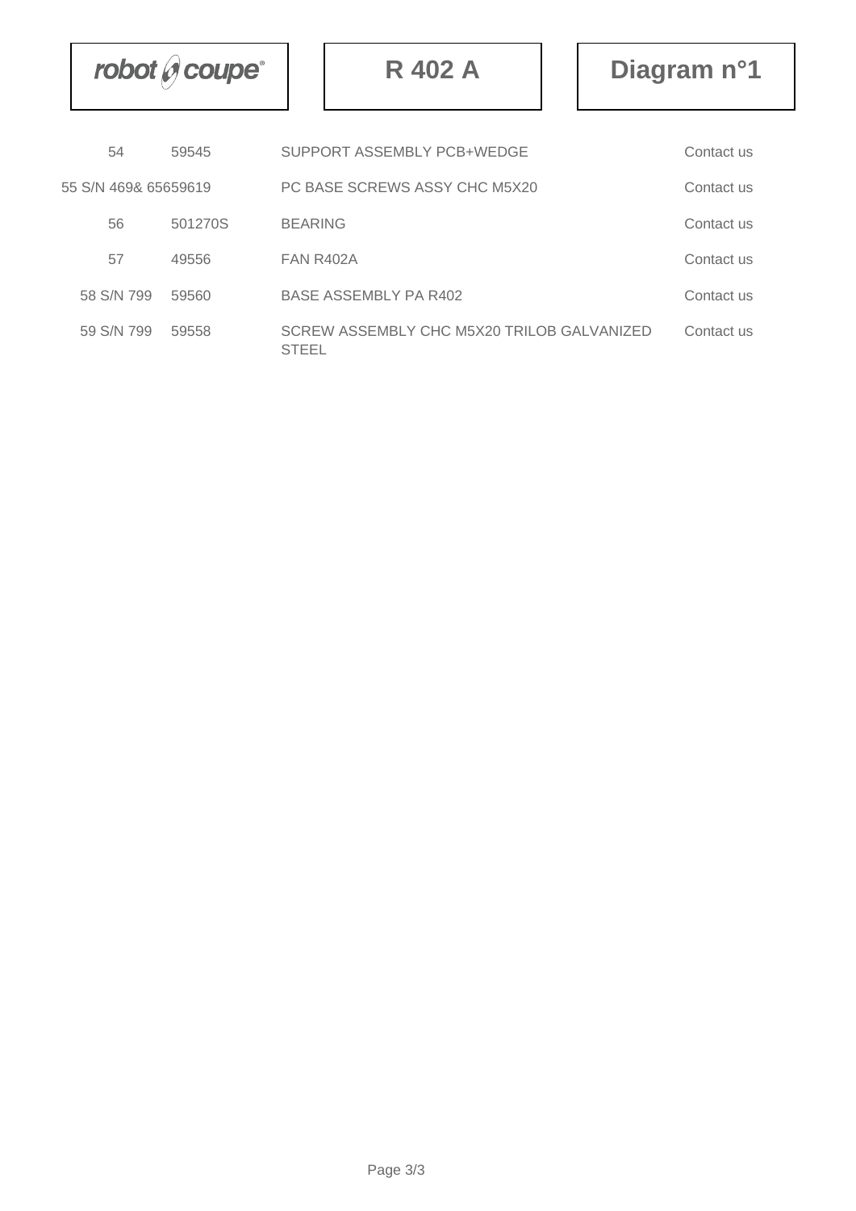| robot coupe® | R 402 A | Diagram n°1 |
|---|---|---|

| | | | |
|---|---|---|---|
| 54 | 59545 | SUPPORT ASSEMBLY PCB+WEDGE | Contact us |
| 55 S/N 469& | 65659619 | PC BASE SCREWS ASSY CHC M5X20 | Contact us |
| 56 | 501270S | BEARING | Contact us |
| 57 | 49556 | FAN R402A | Contact us |
| 58 S/N 799 | 59560 | BASE ASSEMBLY PA R402 | Contact us |
| 59 S/N 799 | 59558 | SCREW ASSEMBLY CHC M5X20 TRILOB GALVANIZED STEEL | Contact us |